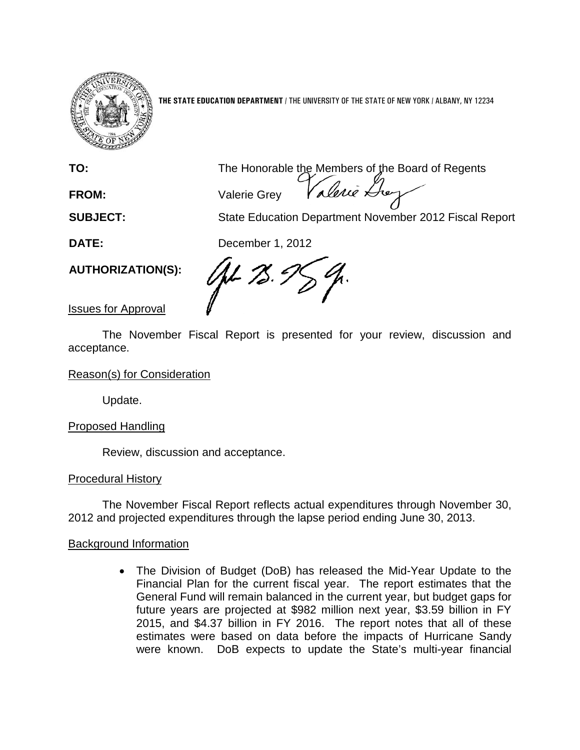**THE STATE EDUCATION DEPARTMENT** / THE UNIVERSITY OF THE STATE OF NEW YORK / ALBANY, NY 12234

**TO:** The Honorable the Members of the Board of Regents

**FROM:** Valerie Grey

**SUBJECT:** State Education Department November 2012 Fiscal Report

**DATE:** December 1, 2012

**AUTHORIZATION(S):**

Issues for Approval

The November Fiscal Report is presented for your review, discussion and acceptance.

Reason(s) for Consideration

Update.

Proposed Handling

Review, discussion and acceptance.

Procedural History

The November Fiscal Report reflects actual expenditures through November 30, 2012 and projected expenditures through the lapse period ending June 30, 2013.

Background Information

- The Division of Budget (DoB) has released the Mid-Year Update to the Financial Plan for the current fiscal year. The report estimates that the General Fund will remain balanced in the current year, but budget gaps for future years are projected at $982 million next year, $3.59 billion in FY 2015, and $4.37 billion in FY 2016. The report notes that all of these estimates were based on data before the impacts of Hurricane Sandy were known. DoB expects to update the State's multi-year financial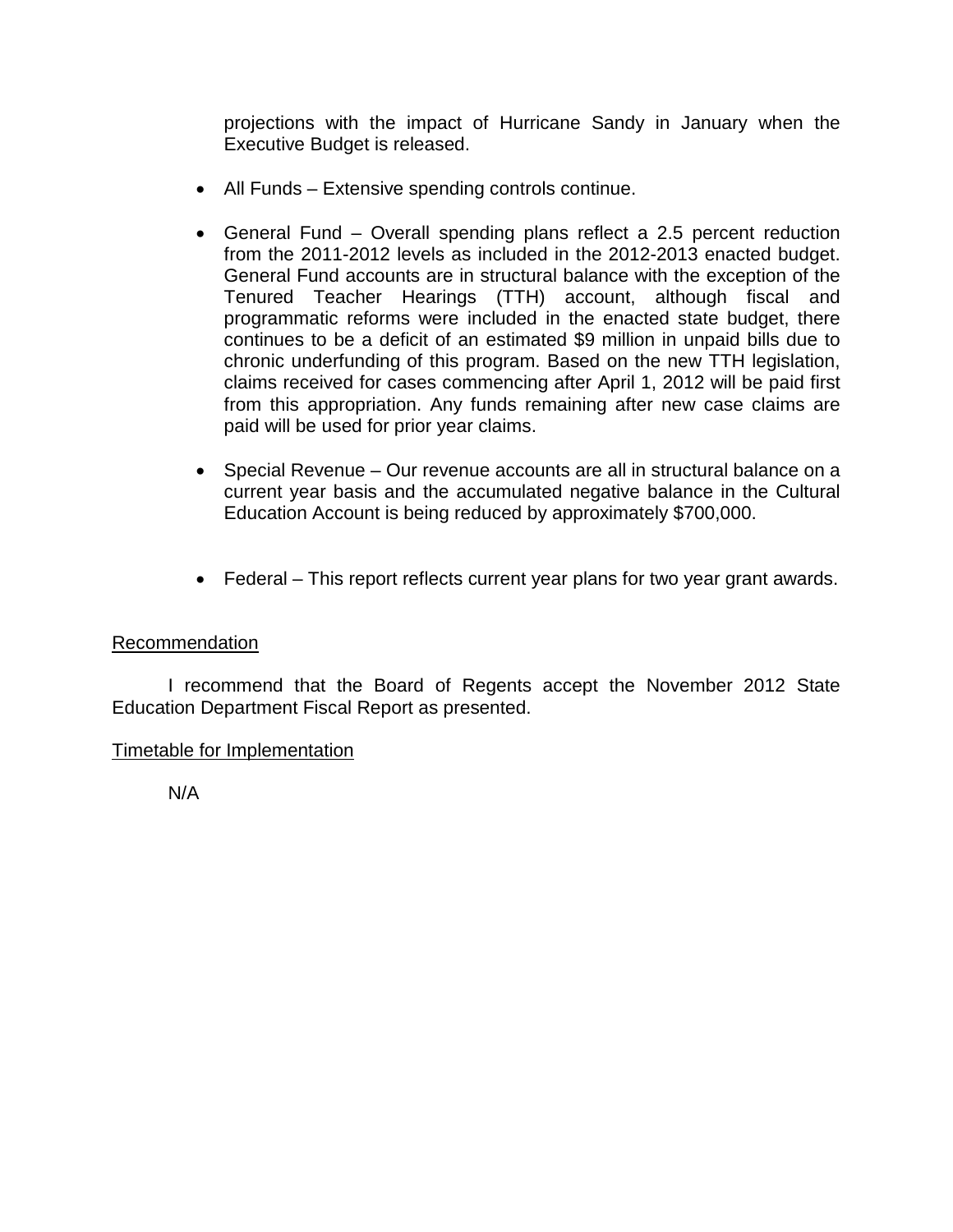projections with the impact of Hurricane Sandy in January when the Executive Budget is released.

- All Funds – Extensive spending controls continue.

- General Fund – Overall spending plans reflect a 2.5 percent reduction from the 2011-2012 levels as included in the 2012-2013 enacted budget. General Fund accounts are in structural balance with the exception of the Tenured Teacher Hearings (TTH) account, although fiscal and programmatic reforms were included in the enacted state budget, there continues to be a deficit of an estimated $9 million in unpaid bills due to chronic underfunding of this program. Based on the new TTH legislation, claims received for cases commencing after April 1, 2012 will be paid first from this appropriation. Any funds remaining after new case claims are paid will be used for prior year claims.

- Special Revenue – Our revenue accounts are all in structural balance on a current year basis and the accumulated negative balance in the Cultural Education Account is being reduced by approximately $700,000.

- Federal – This report reflects current year plans for two year grant awards.

<u>Recommendation</u>

I recommend that the Board of Regents accept the November 2012 State Education Department Fiscal Report as presented.

<u>Timetable for Implementation</u>

N/A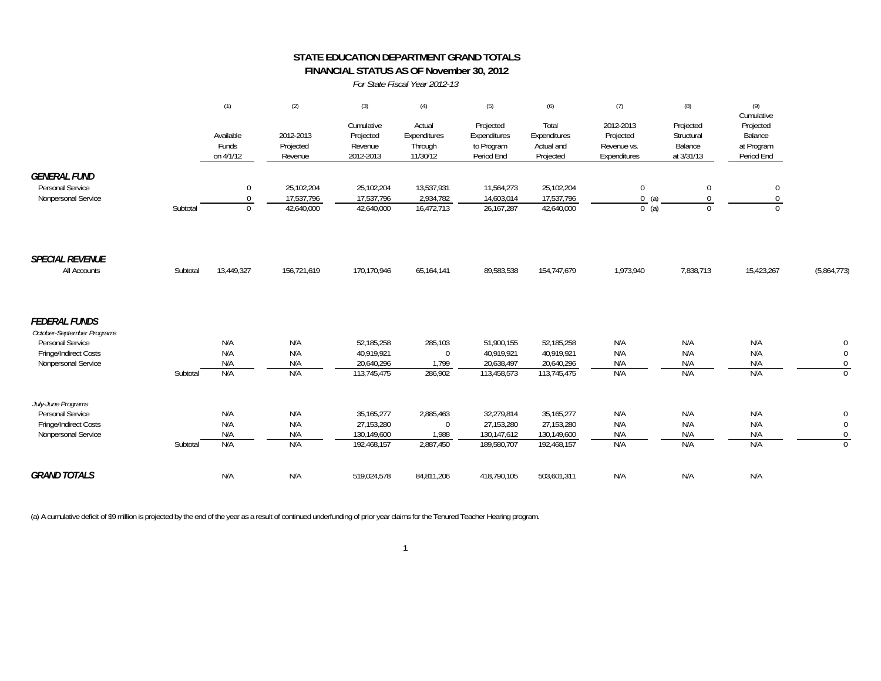# STATE EDUCATION DEPARTMENT GRAND TOTALS

## FINANCIAL STATUS AS OF November 30, 2012

*For State Fiscal Year 2012-13*

| | | (1) Available Funds on 4/1/12 | (2) 2012-2013 Projected Revenue | (3) Cumulative Projected Revenue 2012-2013 | (4) Actual Expenditures Through 11/30/12 | (5) Projected Expenditures to Program Period End | (6) Total Expenditures Actual and Projected | (7) 2012-2013 Projected Revenue vs. Expenditures | (8) Projected Structural Balance at 3/31/13 | (9) Cumulative Projected Balance at Program Period End | |
|---|---|---|---|---|---|---|---|---|---|---|---|
| ***GENERAL FUND*** | | | | | | | | | | | |
| Personal Service | | 0 | 25,102,204 | 25,102,204 | 13,537,931 | 11,564,273 | 25,102,204 | 0 | 0 | 0 | |
| Nonpersonal Service | | 0 | 17,537,796 | 17,537,796 | 2,934,782 | 14,603,014 | 17,537,796 | 0 (a) | 0 | 0 | |
| | Subtotal | 0 | 42,640,000 | 42,640,000 | 16,472,713 | 26,167,287 | 42,640,000 | 0 (a) | 0 | 0 | |
| ***SPECIAL REVENUE*** | | | | | | | | | | | |
| All Accounts | Subtotal | 13,449,327 | 156,721,619 | 170,170,946 | 65,164,141 | 89,583,538 | 154,747,679 | 1,973,940 | 7,838,713 | 15,423,267 | (5,864,773) |
| ***FEDERAL FUNDS*** | | | | | | | | | | | |
| *October-September Programs* | | | | | | | | | | | |
| Personal Service | | N/A | N/A | 52,185,258 | 285,103 | 51,900,155 | 52,185,258 | N/A | N/A | N/A | 0 |
| Fringe/Indirect Costs | | N/A | N/A | 40,919,921 | 0 | 40,919,921 | 40,919,921 | N/A | N/A | N/A | 0 |
| Nonpersonal Service | | N/A | N/A | 20,640,296 | 1,799 | 20,638,497 | 20,640,296 | N/A | N/A | N/A | 0 |
| | Subtotal | N/A | N/A | 113,745,475 | 286,902 | 113,458,573 | 113,745,475 | N/A | N/A | N/A | 0 |
| *July-June Programs* | | | | | | | | | | | |
| Personal Service | | N/A | N/A | 35,165,277 | 2,885,463 | 32,279,814 | 35,165,277 | N/A | N/A | N/A | 0 |
| Fringe/Indirect Costs | | N/A | N/A | 27,153,280 | 0 | 27,153,280 | 27,153,280 | N/A | N/A | N/A | 0 |
| Nonpersonal Service | | N/A | N/A | 130,149,600 | 1,988 | 130,147,612 | 130,149,600 | N/A | N/A | N/A | 0 |
| | Subtotal | N/A | N/A | 192,468,157 | 2,887,450 | 189,580,707 | 192,468,157 | N/A | N/A | N/A | 0 |
| ***GRAND TOTALS*** | | N/A | N/A | 519,024,578 | 84,811,206 | 418,790,105 | 503,601,311 | N/A | N/A | N/A | |

(a) A cumulative deficit of $9 million is projected by the end of the year as a result of continued underfunding of prior year claims for the Tenured Teacher Hearing program.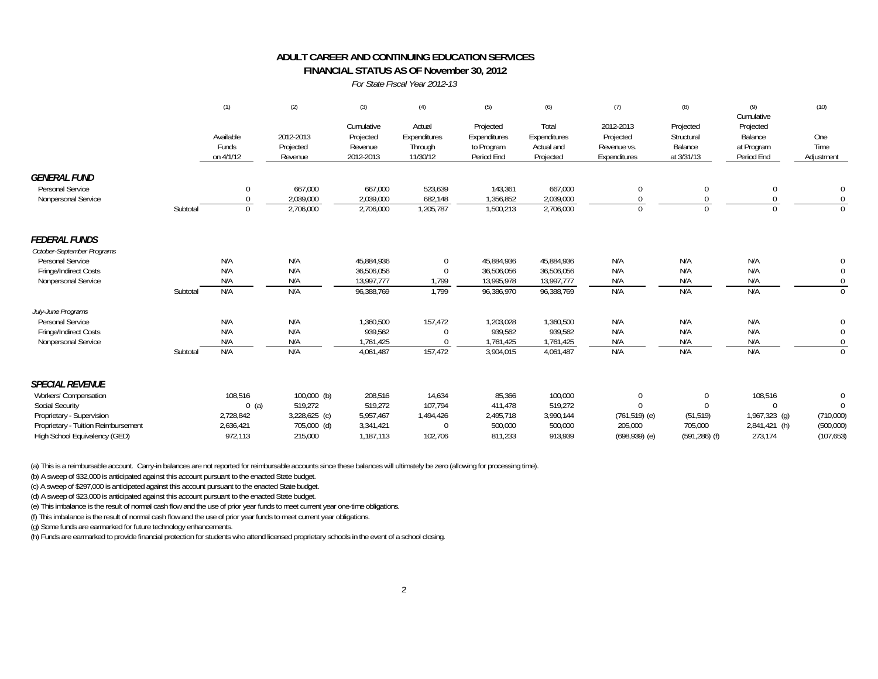# ADULT CAREER AND CONTINUING EDUCATION SERVICES

## FINANCIAL STATUS AS OF November 30, 2012

*For State Fiscal Year 2012-13*

| | | (1) Available Funds on 4/1/12 | (2) 2012-2013 Projected Revenue | (3) Cumulative Projected Revenue 2012-2013 | (4) Actual Expenditures Through 11/30/12 | (5) Projected Expenditures to Program Period End | (6) Total Expenditures Actual and Projected | (7) 2012-2013 Projected Revenue vs. Expenditures | (8) Projected Structural Balance at 3/31/13 | (9) Cumulative Projected Balance at Program Period End | (10) One Time Adjustment |
|---|---|---|---|---|---|---|---|---|---|---|---|
| ***GENERAL FUND*** | | | | | | | | | | | |
| Personal Service | | 0 | 667,000 | 667,000 | 523,639 | 143,361 | 667,000 | 0 | 0 | 0 | 0 |
| Nonpersonal Service | | 0 | 2,039,000 | 2,039,000 | 682,148 | 1,356,852 | 2,039,000 | 0 | 0 | 0 | 0 |
| | Subtotal | 0 | 2,706,000 | 2,706,000 | 1,205,787 | 1,500,213 | 2,706,000 | 0 | 0 | 0 | 0 |
| ***FEDERAL FUNDS*** | | | | | | | | | | | |
| *October-September Programs* | | | | | | | | | | | |
| Personal Service | | N/A | N/A | 45,884,936 | 0 | 45,884,936 | 45,884,936 | N/A | N/A | N/A | 0 |
| Fringe/Indirect Costs | | N/A | N/A | 36,506,056 | 0 | 36,506,056 | 36,506,056 | N/A | N/A | N/A | 0 |
| Nonpersonal Service | | N/A | N/A | 13,997,777 | 1,799 | 13,995,978 | 13,997,777 | N/A | N/A | N/A | 0 |
| | Subtotal | N/A | N/A | 96,388,769 | 1,799 | 96,386,970 | 96,388,769 | N/A | N/A | N/A | 0 |
| *July-June Programs* | | | | | | | | | | | |
| Personal Service | | N/A | N/A | 1,360,500 | 157,472 | 1,203,028 | 1,360,500 | N/A | N/A | N/A | 0 |
| Fringe/Indirect Costs | | N/A | N/A | 939,562 | 0 | 939,562 | 939,562 | N/A | N/A | N/A | 0 |
| Nonpersonal Service | | N/A | N/A | 1,761,425 | 0 | 1,761,425 | 1,761,425 | N/A | N/A | N/A | 0 |
| | Subtotal | N/A | N/A | 4,061,487 | 157,472 | 3,904,015 | 4,061,487 | N/A | N/A | N/A | 0 |
| ***SPECIAL REVENUE*** | | | | | | | | | | | |
| Workers' Compensation | | 108,516 | 100,000 (b) | 208,516 | 14,634 | 85,366 | 100,000 | 0 | 0 | 108,516 | 0 |
| Social Security | | 0 (a) | 519,272 | 519,272 | 107,794 | 411,478 | 519,272 | 0 | 0 | 0 | 0 |
| Proprietary - Supervision | | 2,728,842 | 3,228,625 (c) | 5,957,467 | 1,494,426 | 2,495,718 | 3,990,144 | (761,519) (e) | (51,519) | 1,967,323 (g) | (710,000) |
| Proprietary - Tuition Reimbursement | | 2,636,421 | 705,000 (d) | 3,341,421 | 0 | 500,000 | 500,000 | 205,000 | 705,000 | 2,841,421 (h) | (500,000) |
| High School Equivalency (GED) | | 972,113 | 215,000 | 1,187,113 | 102,706 | 811,233 | 913,939 | (698,939) (e) | (591,286) (f) | 273,174 | (107,653) |

(a) This is a reimbursable account. Carry-in balances are not reported for reimbursable accounts since these balances will ultimately be zero (allowing for processing time).

(b) A sweep of $32,000 is anticipated against this account pursuant to the enacted State budget.

(c) A sweep of $297,000 is anticipated against this account pursuant to the enacted State budget.

(d) A sweep of $23,000 is anticipated against this account pursuant to the enacted State budget.

(e) This imbalance is the result of normal cash flow and the use of prior year funds to meet current year one-time obligations.

(f) This imbalance is the result of normal cash flow and the use of prior year funds to meet current year obligations.

(g) Some funds are earmarked for future technology enhancements.

(h) Funds are earmarked to provide financial protection for students who attend licensed proprietary schools in the event of a school closing.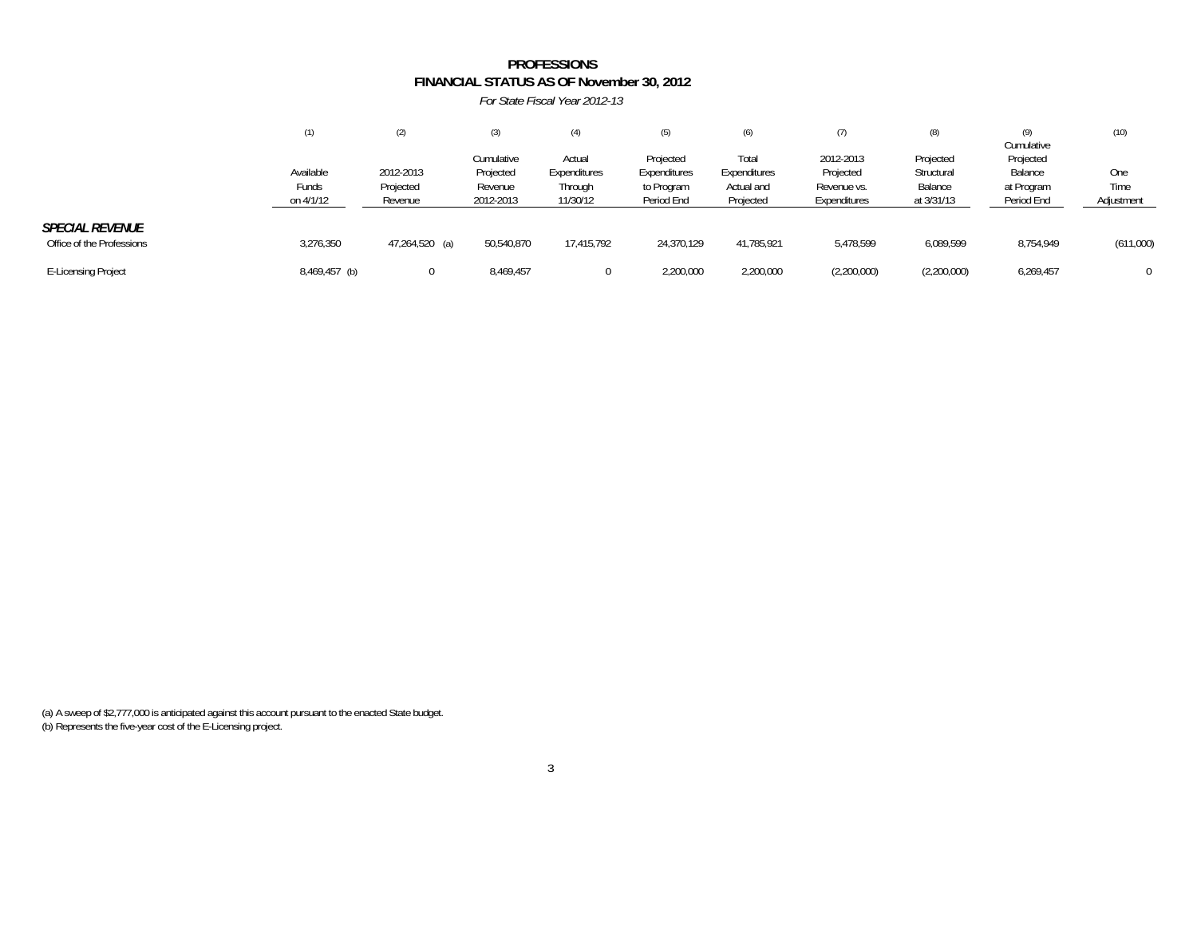# PROFESSIONS

## FINANCIAL STATUS AS OF November 30, 2012

*For State Fiscal Year 2012-13*

| | (1) Available Funds on 4/1/12 | (2) 2012-2013 Projected Revenue | (3) Cumulative Projected Revenue 2012-2013 | (4) Actual Expenditures Through 11/30/12 | (5) Projected Expenditures to Program Period End | (6) Total Expenditures Actual and Projected | (7) 2012-2013 Projected Revenue vs. Expenditures | (8) Projected Structural Balance at 3/31/13 | (9) Cumulative Projected Balance at Program Period End | (10) One Time Adjustment |
|---|---|---|---|---|---|---|---|---|---|---|
| ***SPECIAL REVENUE*** | | | | | | | | | | |
| Office of the Professions | 3,276,350 | 47,264,520 (a) | 50,540,870 | 17,415,792 | 24,370,129 | 41,785,921 | 5,478,599 | 6,089,599 | 8,754,949 | (611,000) |
| E-Licensing Project | 8,469,457 (b) | 0 | 8,469,457 | 0 | 2,200,000 | 2,200,000 | (2,200,000) | (2,200,000) | 6,269,457 | 0 |

(a) A sweep of $2,777,000 is anticipated against this account pursuant to the enacted State budget.
(b) Represents the five-year cost of the E-Licensing project.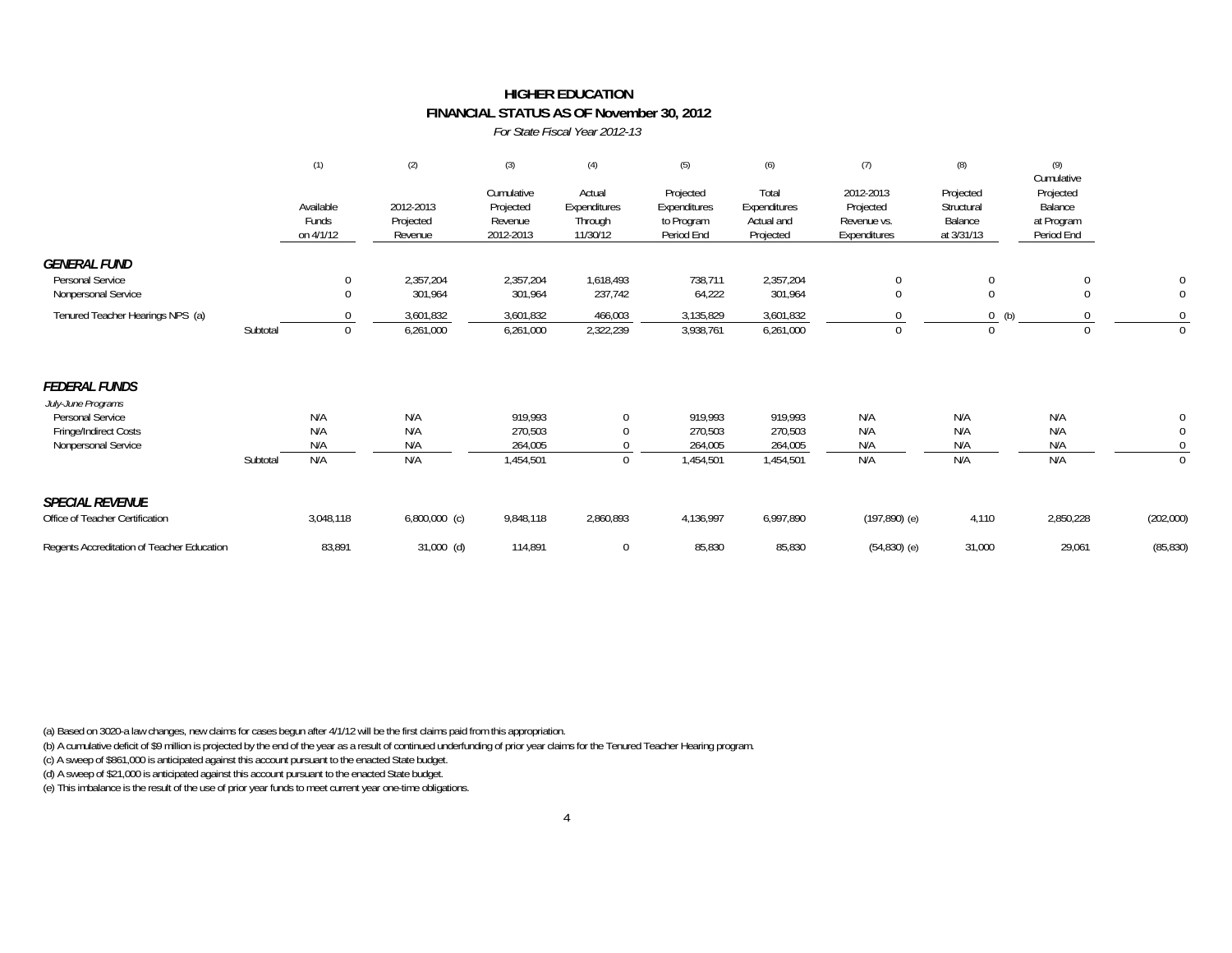# HIGHER EDUCATION

## FINANCIAL STATUS AS OF November 30, 2012

*For State Fiscal Year 2012-13*

| | | (1) Available Funds on 4/1/12 | (2) 2012-2013 Projected Revenue | (3) Cumulative Projected Revenue 2012-2013 | (4) Actual Expenditures Through 11/30/12 | (5) Projected Expenditures to Program Period End | (6) Total Expenditures Actual and Projected | (7) 2012-2013 Projected Revenue vs. Expenditures | (8) Projected Structural Balance at 3/31/13 | (9) Cumulative Projected Balance at Program Period End | |
|---|---|---|---|---|---|---|---|---|---|---|---|
| ***GENERAL FUND*** | | | | | | | | | | | |
| Personal Service | | 0 | 2,357,204 | 2,357,204 | 1,618,493 | 738,711 | 2,357,204 | 0 | 0 | 0 | 0 |
| Nonpersonal Service | | 0 | 301,964 | 301,964 | 237,742 | 64,222 | 301,964 | 0 | 0 | 0 | 0 |
| Tenured Teacher Hearings NPS (a) | | 0 | 3,601,832 | 3,601,832 | 466,003 | 3,135,829 | 3,601,832 | 0 | 0 (b) | 0 | 0 |
| | Subtotal | 0 | 6,261,000 | 6,261,000 | 2,322,239 | 3,938,761 | 6,261,000 | 0 | 0 | 0 | 0 |
| ***FEDERAL FUNDS*** | | | | | | | | | | | |
| *July-June Programs* | | | | | | | | | | | |
| Personal Service | | N/A | N/A | 919,993 | 0 | 919,993 | 919,993 | N/A | N/A | N/A | 0 |
| Fringe/Indirect Costs | | N/A | N/A | 270,503 | 0 | 270,503 | 270,503 | N/A | N/A | N/A | 0 |
| Nonpersonal Service | | N/A | N/A | 264,005 | 0 | 264,005 | 264,005 | N/A | N/A | N/A | 0 |
| | Subtotal | N/A | N/A | 1,454,501 | 0 | 1,454,501 | 1,454,501 | N/A | N/A | N/A | 0 |
| ***SPECIAL REVENUE*** | | | | | | | | | | | |
| Office of Teacher Certification | | 3,048,118 | 6,800,000 (c) | 9,848,118 | 2,860,893 | 4,136,997 | 6,997,890 | (197,890) (e) | 4,110 | 2,850,228 | (202,000) |
| Regents Accreditation of Teacher Education | | 83,891 | 31,000 (d) | 114,891 | 0 | 85,830 | 85,830 | (54,830) (e) | 31,000 | 29,061 | (85,830) |

(a) Based on 3020-a law changes, new claims for cases begun after 4/1/12 will be the first claims paid from this appropriation.

(b) A cumulative deficit of $9 million is projected by the end of the year as a result of continued underfunding of prior year claims for the Tenured Teacher Hearing program.

(c) A sweep of $861,000 is anticipated against this account pursuant to the enacted State budget.

(d) A sweep of $21,000 is anticipated against this account pursuant to the enacted State budget.

(e) This imbalance is the result of the use of prior year funds to meet current year one-time obligations.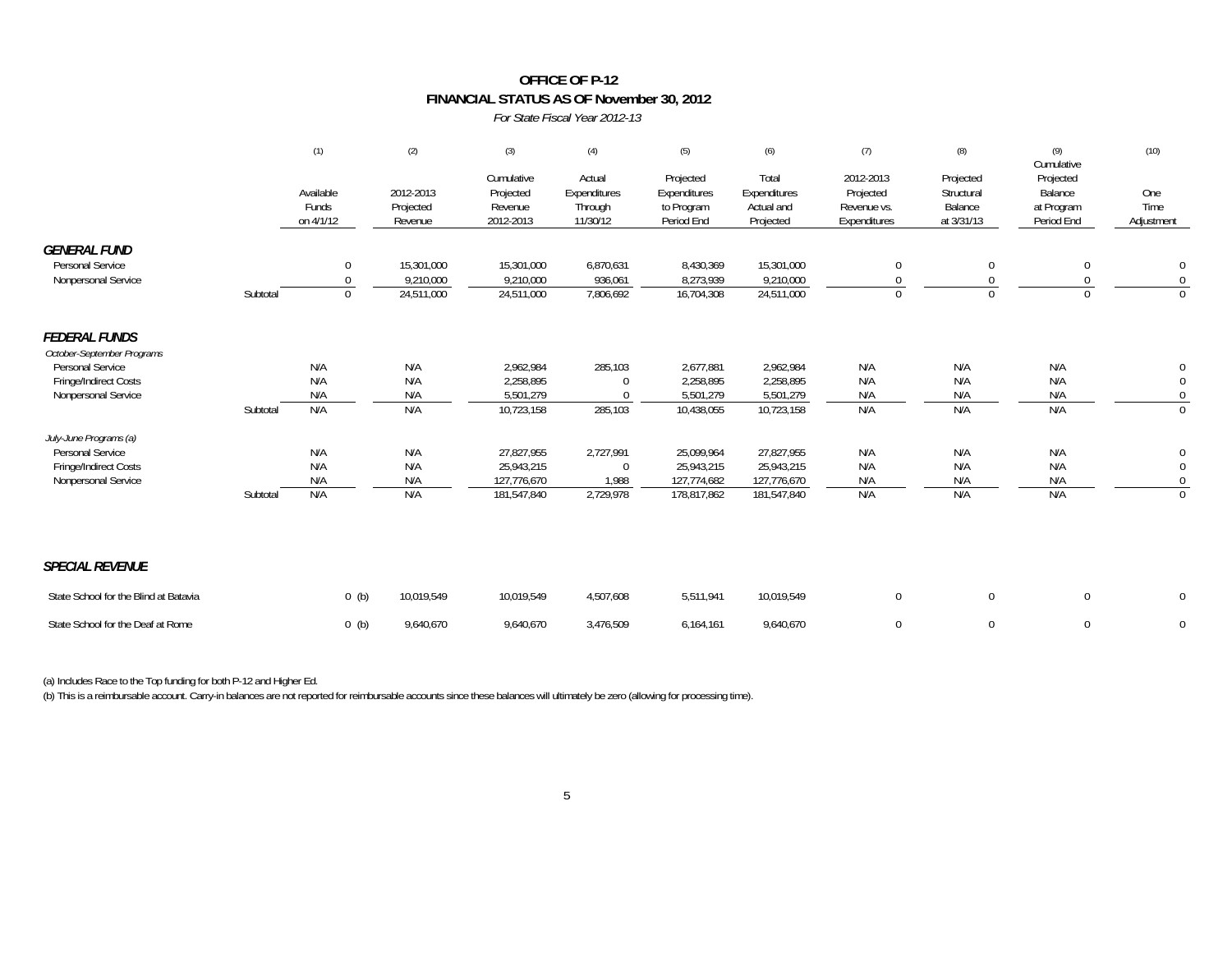# OFFICE OF P-12
## FINANCIAL STATUS AS OF November 30, 2012
*For State Fiscal Year 2012-13*

| | | (1) Available Funds on 4/1/12 | (2) 2012-2013 Projected Revenue | (3) Cumulative Projected Revenue 2012-2013 | (4) Actual Expenditures Through 11/30/12 | (5) Projected Expenditures to Program Period End | (6) Total Expenditures Actual and Projected | (7) 2012-2013 Projected Revenue vs. Expenditures | (8) Projected Structural Balance at 3/31/13 | (9) Cumulative Projected Balance at Program Period End | (10) One Time Adjustment |
|---|---|---|---|---|---|---|---|---|---|---|---|
| ***GENERAL FUND*** | | | | | | | | | | | |
| Personal Service | | 0 | 15,301,000 | 15,301,000 | 6,870,631 | 8,430,369 | 15,301,000 | 0 | 0 | 0 | 0 |
| Nonpersonal Service | | 0 | 9,210,000 | 9,210,000 | 936,061 | 8,273,939 | 9,210,000 | 0 | 0 | 0 | 0 |
| | Subtotal | 0 | 24,511,000 | 24,511,000 | 7,806,692 | 16,704,308 | 24,511,000 | 0 | 0 | 0 | 0 |
| ***FEDERAL FUNDS*** | | | | | | | | | | | |
| *October-September Programs* | | | | | | | | | | | |
| Personal Service | | N/A | N/A | 2,962,984 | 285,103 | 2,677,881 | 2,962,984 | N/A | N/A | N/A | 0 |
| Fringe/Indirect Costs | | N/A | N/A | 2,258,895 | 0 | 2,258,895 | 2,258,895 | N/A | N/A | N/A | 0 |
| Nonpersonal Service | | N/A | N/A | 5,501,279 | 0 | 5,501,279 | 5,501,279 | N/A | N/A | N/A | 0 |
| | Subtotal | N/A | N/A | 10,723,158 | 285,103 | 10,438,055 | 10,723,158 | N/A | N/A | N/A | 0 |
| *July-June Programs (a)* | | | | | | | | | | | |
| Personal Service | | N/A | N/A | 27,827,955 | 2,727,991 | 25,099,964 | 27,827,955 | N/A | N/A | N/A | 0 |
| Fringe/Indirect Costs | | N/A | N/A | 25,943,215 | 0 | 25,943,215 | 25,943,215 | N/A | N/A | N/A | 0 |
| Nonpersonal Service | | N/A | N/A | 127,776,670 | 1,988 | 127,774,682 | 127,776,670 | N/A | N/A | N/A | 0 |
| | Subtotal | N/A | N/A | 181,547,840 | 2,729,978 | 178,817,862 | 181,547,840 | N/A | N/A | N/A | 0 |
| ***SPECIAL REVENUE*** | | | | | | | | | | | |
| State School for the Blind at Batavia | | 0 (b) | 10,019,549 | 10,019,549 | 4,507,608 | 5,511,941 | 10,019,549 | 0 | 0 | 0 | 0 |
| State School for the Deaf at Rome | | 0 (b) | 9,640,670 | 9,640,670 | 3,476,509 | 6,164,161 | 9,640,670 | 0 | 0 | 0 | 0 |

(a) Includes Race to the Top funding for both P-12 and Higher Ed.

(b) This is a reimbursable account. Carry-in balances are not reported for reimbursable accounts since these balances will ultimately be zero (allowing for processing time).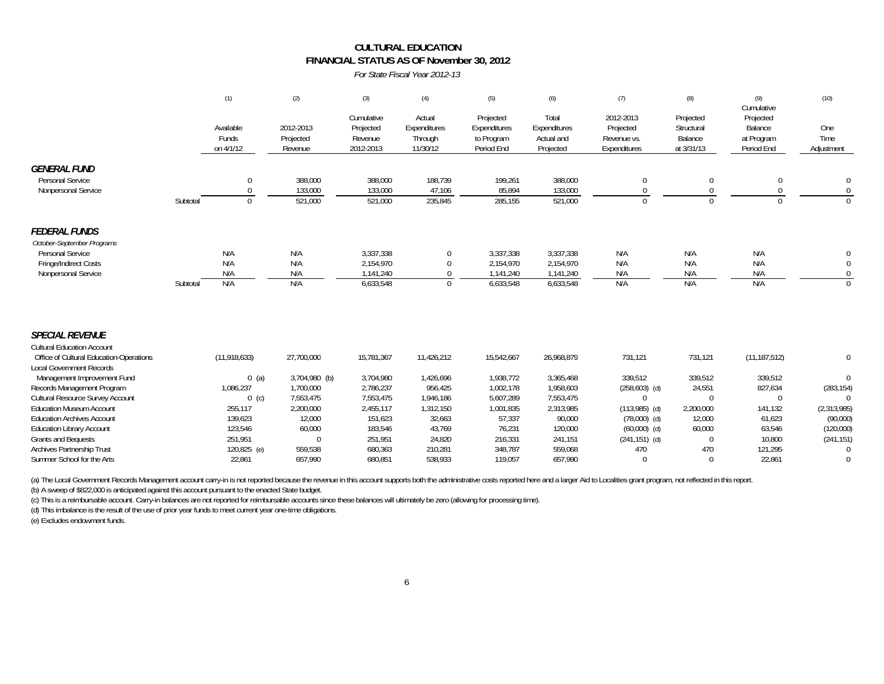# CULTURAL EDUCATION
## FINANCIAL STATUS AS OF November 30, 2012
*For State Fiscal Year 2012-13*

| | (1) Available Funds on 4/1/12 | (2) 2012-2013 Projected Revenue | (3) Cumulative Projected Revenue 2012-2013 | (4) Actual Expenditures Through 11/30/12 | (5) Projected Expenditures to Program Period End | (6) Total Expenditures Actual and Projected | (7) 2012-2013 Projected Revenue vs. Expenditures | (8) Projected Structural Balance at 3/31/13 | (9) Cumulative Projected Balance at Program Period End | (10) One Time Adjustment |
|---|---|---|---|---|---|---|---|---|---|---|
| ***GENERAL FUND*** | | | | | | | | | | |
| Personal Service | 0 | 388,000 | 388,000 | 188,739 | 199,261 | 388,000 | 0 | 0 | 0 | 0 |
| Nonpersonal Service | 0 | 133,000 | 133,000 | 47,106 | 85,894 | 133,000 | 0 | 0 | 0 | 0 |
| Subtotal | 0 | 521,000 | 521,000 | 235,845 | 285,155 | 521,000 | 0 | 0 | 0 | 0 |
| ***FEDERAL FUNDS*** | | | | | | | | | | |
| *October-September Programs* | | | | | | | | | | |
| Personal Service | N/A | N/A | 3,337,338 | 0 | 3,337,338 | 3,337,338 | N/A | N/A | N/A | 0 |
| Fringe/Indirect Costs | N/A | N/A | 2,154,970 | 0 | 2,154,970 | 2,154,970 | N/A | N/A | N/A | 0 |
| Nonpersonal Service | N/A | N/A | 1,141,240 | 0 | 1,141,240 | 1,141,240 | N/A | N/A | N/A | 0 |
| Subtotal | N/A | N/A | 6,633,548 | 0 | 6,633,548 | 6,633,548 | N/A | N/A | N/A | 0 |
| ***SPECIAL REVENUE*** | | | | | | | | | | |
| Cultural Education Account | | | | | | | | | | |
| Office of Cultural Education-Operations | (11,918,633) | 27,700,000 | 15,781,367 | 11,426,212 | 15,542,667 | 26,968,879 | 731,121 | 731,121 | (11,187,512) | 0 |
| Local Government Records | | | | | | | | | | |
| Management Improvement Fund | 0 (a) | 3,704,980 (b) | 3,704,980 | 1,426,696 | 1,938,772 | 3,365,468 | 339,512 | 339,512 | 339,512 | 0 |
| Records Management Program | 1,086,237 | 1,700,000 | 2,786,237 | 956,425 | 1,002,178 | 1,958,603 | (258,603) (d) | 24,551 | 827,634 | (283,154) |
| Cultural Resource Survey Account | 0 (c) | 7,553,475 | 7,553,475 | 1,946,186 | 5,607,289 | 7,553,475 | 0 | 0 | 0 | 0 |
| Education Museum Account | 255,117 | 2,200,000 | 2,455,117 | 1,312,150 | 1,001,835 | 2,313,985 | (113,985) (d) | 2,200,000 | 141,132 | (2,313,985) |
| Education Archives Account | 139,623 | 12,000 | 151,623 | 32,663 | 57,337 | 90,000 | (78,000) (d) | 12,000 | 61,623 | (90,000) |
| Education Library Account | 123,546 | 60,000 | 183,546 | 43,769 | 76,231 | 120,000 | (60,000) (d) | 60,000 | 63,546 | (120,000) |
| Grants and Bequests | 251,951 | 0 | 251,951 | 24,820 | 216,331 | 241,151 | (241,151) (d) | 0 | 10,800 | (241,151) |
| Archives Partnership Trust | 120,825 (e) | 559,538 | 680,363 | 210,281 | 348,787 | 559,068 | 470 | 470 | 121,295 | 0 |
| Summer School for the Arts | 22,861 | 657,990 | 680,851 | 538,933 | 119,057 | 657,990 | 0 | 0 | 22,861 | 0 |

(a) The Local Government Records Management account carry-in is not reported because the revenue in this account supports both the administrative costs reported here and a larger Aid to Localities grant program, not reflected in this report.
(b) A sweep of $822,000 is anticipated against this account pursuant to the enacted State budget.
(c) This is a reimbursable account. Carry-in balances are not reported for reimbursable accounts since these balances will ultimately be zero (allowing for processing time).
(d) This imbalance is the result of the use of prior year funds to meet current year one-time obligations.
(e) Excludes endowment funds.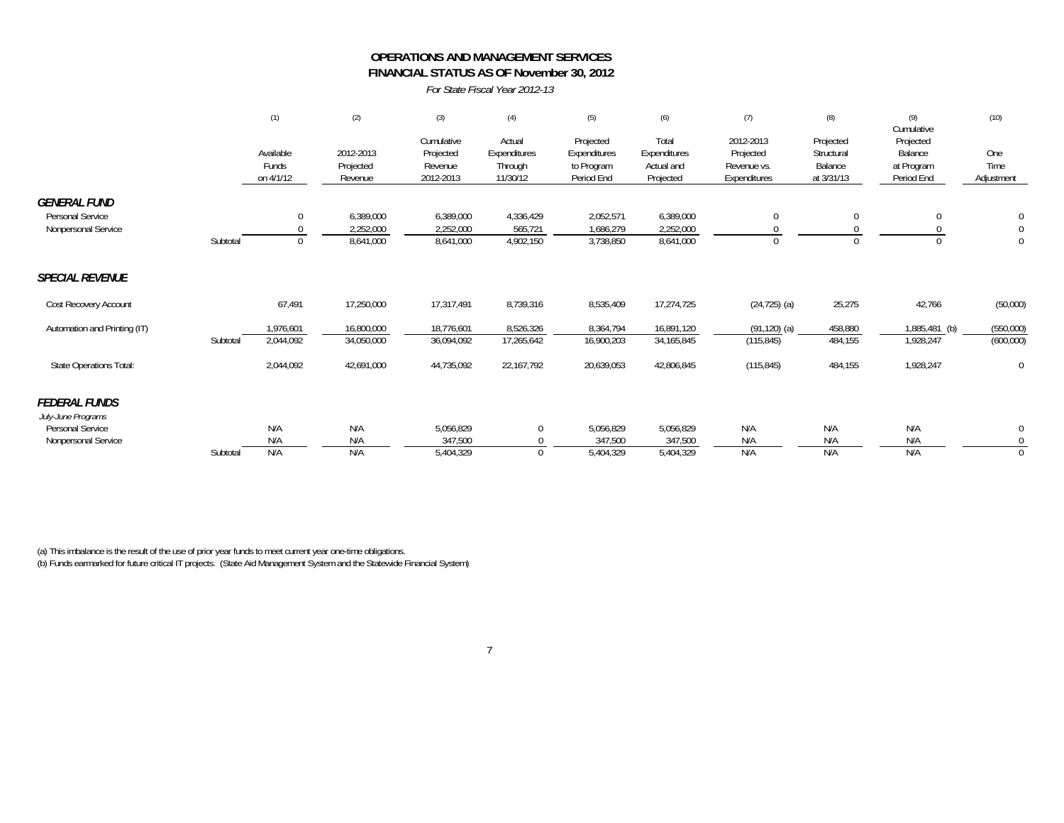# OPERATIONS AND MANAGEMENT SERVICES
## FINANCIAL STATUS AS OF November 30, 2012
*For State Fiscal Year 2012-13*

| | | (1) Available Funds on 4/1/12 | (2) 2012-2013 Projected Revenue | (3) Cumulative Projected Revenue 2012-2013 | (4) Actual Expenditures Through 11/30/12 | (5) Projected Expenditures to Program Period End | (6) Total Expenditures Actual and Projected | (7) 2012-2013 Projected Revenue vs. Expenditures | (8) Projected Structural Balance at 3/31/13 | (9) Cumulative Projected Balance at Program Period End | (10) One Time Adjustment |
|---|---|---|---|---|---|---|---|---|---|---|---|
| ***GENERAL FUND*** | | | | | | | | | | | |
| Personal Service | | 0 | 6,389,000 | 6,389,000 | 4,336,429 | 2,052,571 | 6,389,000 | 0 | 0 | 0 | 0 |
| Nonpersonal Service | | 0 | 2,252,000 | 2,252,000 | 565,721 | 1,686,279 | 2,252,000 | 0 | 0 | 0 | 0 |
| | Subtotal | 0 | 8,641,000 | 8,641,000 | 4,902,150 | 3,738,850 | 8,641,000 | 0 | 0 | 0 | 0 |
| ***SPECIAL REVENUE*** | | | | | | | | | | | |
| Cost Recovery Account | | 67,491 | 17,250,000 | 17,317,491 | 8,739,316 | 8,535,409 | 17,274,725 | (24,725) (a) | 25,275 | 42,766 | (50,000) |
| Automation and Printing (IT) | | 1,976,601 | 16,800,000 | 18,776,601 | 8,526,326 | 8,364,794 | 16,891,120 | (91,120) (a) | 458,880 | 1,885,481 (b) | (550,000) |
| | Subtotal | 2,044,092 | 34,050,000 | 36,094,092 | 17,265,642 | 16,900,203 | 34,165,845 | (115,845) | 484,155 | 1,928,247 | (600,000) |
| State Operations Total: | | 2,044,092 | 42,691,000 | 44,735,092 | 22,167,792 | 20,639,053 | 42,806,845 | (115,845) | 484,155 | 1,928,247 | 0 |
| ***FEDERAL FUNDS*** | | | | | | | | | | | |
| *July-June Programs* | | | | | | | | | | | |
| Personal Service | | N/A | N/A | 5,056,829 | 0 | 5,056,829 | 5,056,829 | N/A | N/A | N/A | 0 |
| Nonpersonal Service | | N/A | N/A | 347,500 | 0 | 347,500 | 347,500 | N/A | N/A | N/A | 0 |
| | Subtotal | N/A | N/A | 5,404,329 | 0 | 5,404,329 | 5,404,329 | N/A | N/A | N/A | 0 |

(a) This imbalance is the result of the use of prior year funds to meet current year one-time obligations.
(b) Funds earmarked for future critical IT projects. (State Aid Management System and the Statewide Financial System)